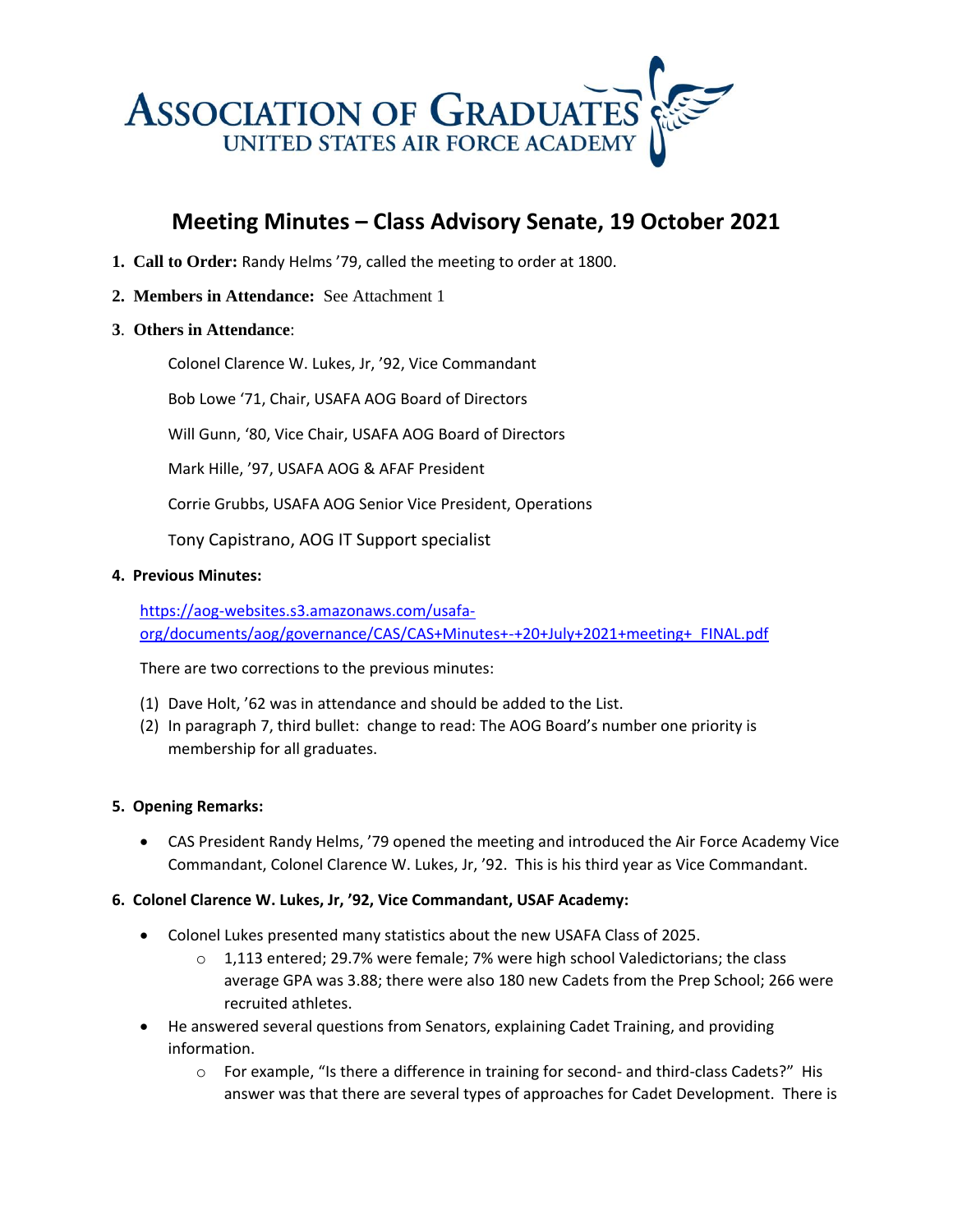ASSOCIATION OF GRADUATES
UNITED STATES AIR FORCE ACADEMY

# Meeting Minutes – Class Advisory Senate, 19 October 2021

1. **Call to Order:** Randy Helms '79, called the meeting to order at 1800.

2. **Members in Attendance:** See Attachment 1

3. **Others in Attendance**:

   Colonel Clarence W. Lukes, Jr, '92, Vice Commandant

   Bob Lowe '71, Chair, USAFA AOG Board of Directors

   Will Gunn, '80, Vice Chair, USAFA AOG Board of Directors

   Mark Hille, '97, USAFA AOG & AFAF President

   Corrie Grubbs, USAFA AOG Senior Vice President, Operations

   Tony Capistrano, AOG IT Support specialist

4. **Previous Minutes:**

   https://aog-websites.s3.amazonaws.com/usafa-org/documents/aog/governance/CAS/CAS+Minutes+-+20+July+2021+meeting+_FINAL.pdf

   There are two corrections to the previous minutes:

   (1) Dave Holt, '62 was in attendance and should be added to the List.
   (2) In paragraph 7, third bullet: change to read: The AOG Board's number one priority is membership for all graduates.

5. **Opening Remarks:**

   - CAS President Randy Helms, '79 opened the meeting and introduced the Air Force Academy Vice Commandant, Colonel Clarence W. Lukes, Jr, '92. This is his third year as Vice Commandant.

6. **Colonel Clarence W. Lukes, Jr, '92, Vice Commandant, USAF Academy:**

   - Colonel Lukes presented many statistics about the new USAFA Class of 2025.
     - 1,113 entered; 29.7% were female; 7% were high school Valedictorians; the class average GPA was 3.88; there were also 180 new Cadets from the Prep School; 266 were recruited athletes.
   - He answered several questions from Senators, explaining Cadet Training, and providing information.
     - For example, "Is there a difference in training for second- and third-class Cadets?" His answer was that there are several types of approaches for Cadet Development. There is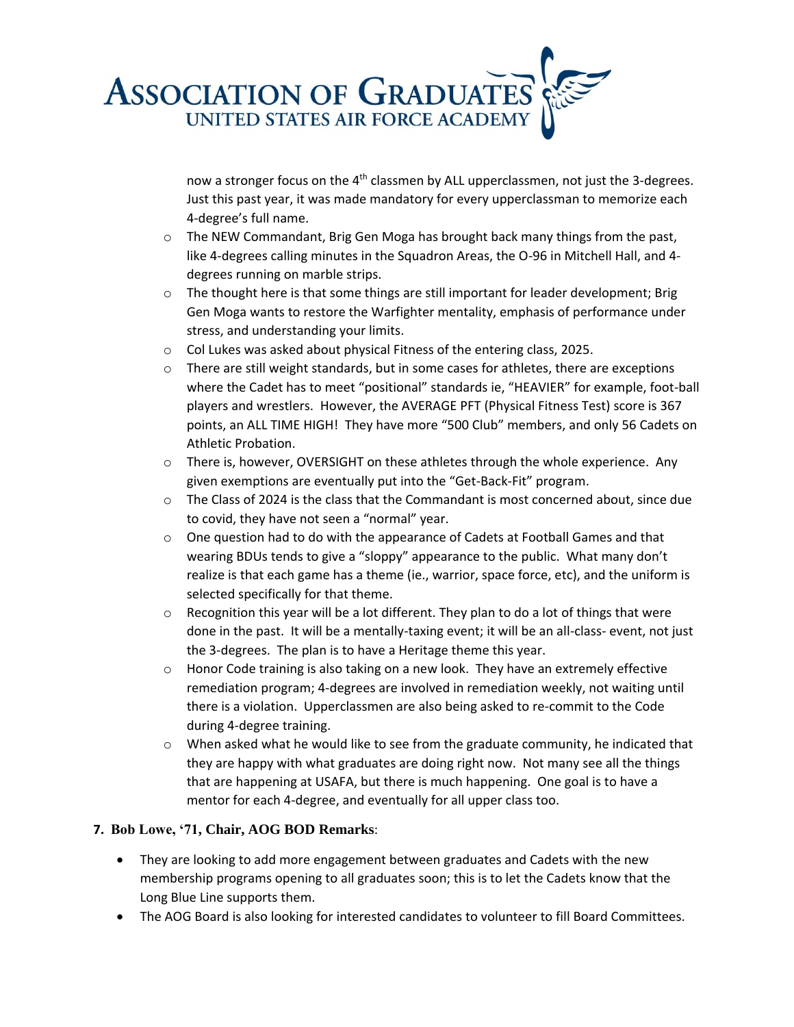now a stronger focus on the 4th classmen by ALL upperclassmen, not just the 3-degrees. Just this past year, it was made mandatory for every upperclassman to memorize each 4-degree's full name.

- The NEW Commandant, Brig Gen Moga has brought back many things from the past, like 4-degrees calling minutes in the Squadron Areas, the O-96 in Mitchell Hall, and 4-degrees running on marble strips.
- The thought here is that some things are still important for leader development; Brig Gen Moga wants to restore the Warfighter mentality, emphasis of performance under stress, and understanding your limits.
- Col Lukes was asked about physical Fitness of the entering class, 2025.
- There are still weight standards, but in some cases for athletes, there are exceptions where the Cadet has to meet "positional" standards ie, "HEAVIER" for example, foot-ball players and wrestlers. However, the AVERAGE PFT (Physical Fitness Test) score is 367 points, an ALL TIME HIGH! They have more "500 Club" members, and only 56 Cadets on Athletic Probation.
- There is, however, OVERSIGHT on these athletes through the whole experience. Any given exemptions are eventually put into the "Get-Back-Fit" program.
- The Class of 2024 is the class that the Commandant is most concerned about, since due to covid, they have not seen a "normal" year.
- One question had to do with the appearance of Cadets at Football Games and that wearing BDUs tends to give a "sloppy" appearance to the public. What many don't realize is that each game has a theme (ie., warrior, space force, etc), and the uniform is selected specifically for that theme.
- Recognition this year will be a lot different. They plan to do a lot of things that were done in the past. It will be a mentally-taxing event; it will be an all-class- event, not just the 3-degrees. The plan is to have a Heritage theme this year.
- Honor Code training is also taking on a new look. They have an extremely effective remediation program; 4-degrees are involved in remediation weekly, not waiting until there is a violation. Upperclassmen are also being asked to re-commit to the Code during 4-degree training.
- When asked what he would like to see from the graduate community, he indicated that they are happy with what graduates are doing right now. Not many see all the things that are happening at USAFA, but there is much happening. One goal is to have a mentor for each 4-degree, and eventually for all upper class too.

**7. Bob Lowe, '71, Chair, AOG BOD Remarks**:

- They are looking to add more engagement between graduates and Cadets with the new membership programs opening to all graduates soon; this is to let the Cadets know that the Long Blue Line supports them.
- The AOG Board is also looking for interested candidates to volunteer to fill Board Committees.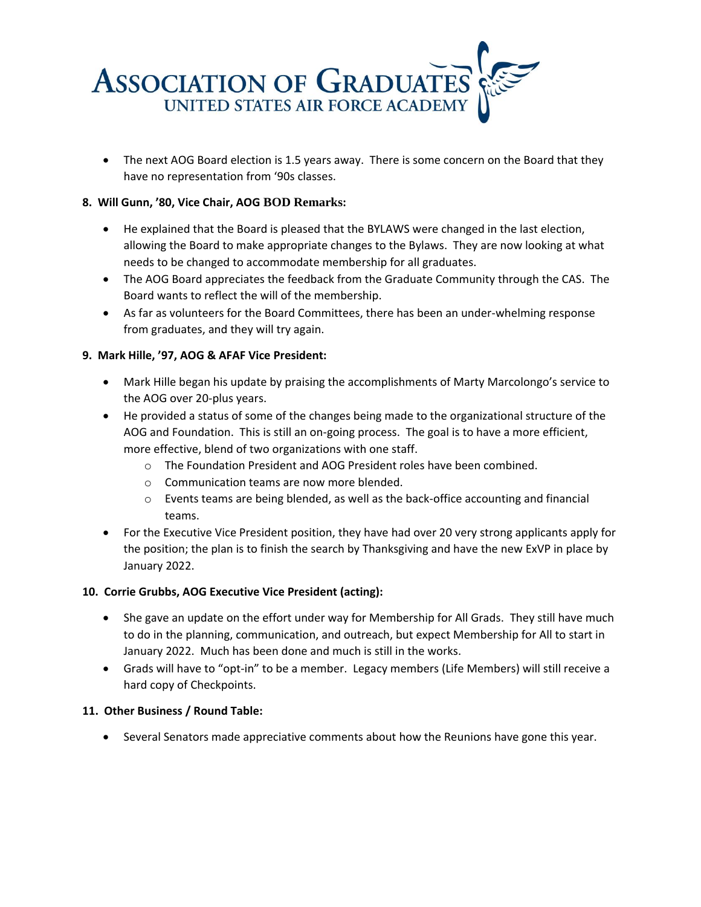- The next AOG Board election is 1.5 years away. There is some concern on the Board that they have no representation from '90s classes.

**8. Will Gunn, '80, Vice Chair, AOG BOD Remarks:**

- He explained that the Board is pleased that the BYLAWS were changed in the last election, allowing the Board to make appropriate changes to the Bylaws. They are now looking at what needs to be changed to accommodate membership for all graduates.
- The AOG Board appreciates the feedback from the Graduate Community through the CAS. The Board wants to reflect the will of the membership.
- As far as volunteers for the Board Committees, there has been an under-whelming response from graduates, and they will try again.

**9. Mark Hille, '97, AOG & AFAF Vice President:**

- Mark Hille began his update by praising the accomplishments of Marty Marcolongo's service to the AOG over 20-plus years.
- He provided a status of some of the changes being made to the organizational structure of the AOG and Foundation. This is still an on-going process. The goal is to have a more efficient, more effective, blend of two organizations with one staff.
    - The Foundation President and AOG President roles have been combined.
    - Communication teams are now more blended.
    - Events teams are being blended, as well as the back-office accounting and financial teams.
- For the Executive Vice President position, they have had over 20 very strong applicants apply for the position; the plan is to finish the search by Thanksgiving and have the new ExVP in place by January 2022.

**10. Corrie Grubbs, AOG Executive Vice President (acting):**

- She gave an update on the effort under way for Membership for All Grads. They still have much to do in the planning, communication, and outreach, but expect Membership for All to start in January 2022. Much has been done and much is still in the works.
- Grads will have to "opt-in" to be a member. Legacy members (Life Members) will still receive a hard copy of Checkpoints.

**11. Other Business / Round Table:**

- Several Senators made appreciative comments about how the Reunions have gone this year.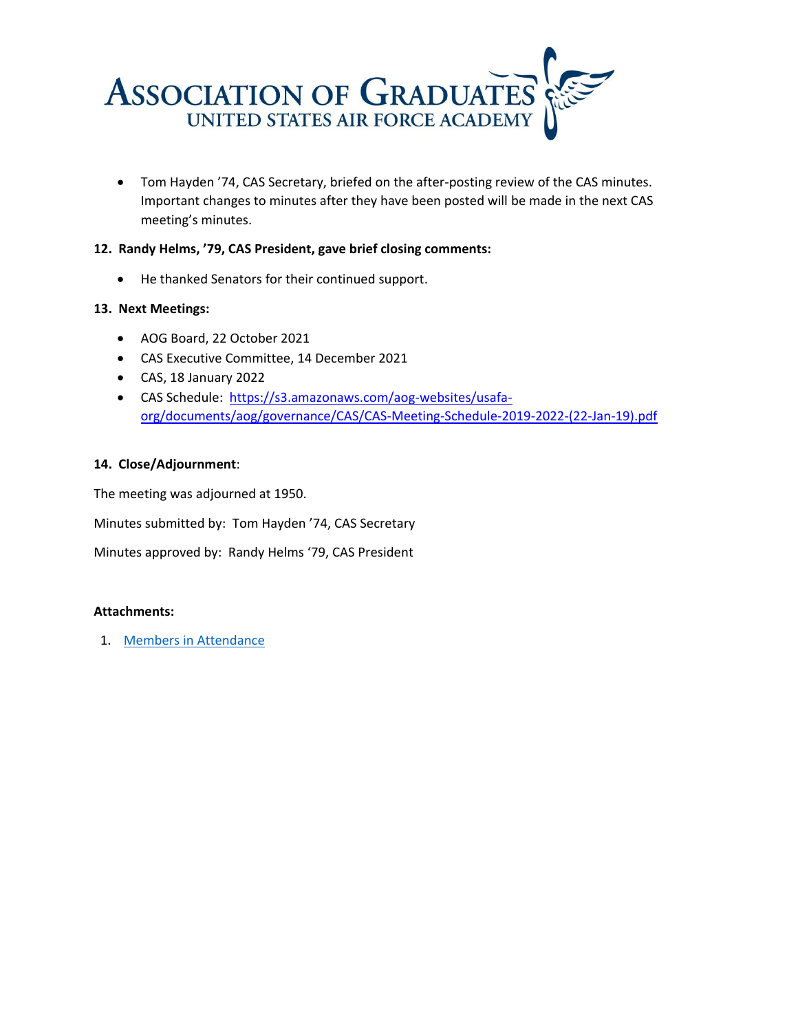- Tom Hayden '74, CAS Secretary, briefed on the after-posting review of the CAS minutes. Important changes to minutes after they have been posted will be made in the next CAS meeting's minutes.

**12. Randy Helms, '79, CAS President, gave brief closing comments:**

- He thanked Senators for their continued support.

**13. Next Meetings:**

- AOG Board, 22 October 2021
- CAS Executive Committee, 14 December 2021
- CAS, 18 January 2022
- CAS Schedule: [https://s3.amazonaws.com/aog-websites/usafa-org/documents/aog/governance/CAS/CAS-Meeting-Schedule-2019-2022-(22-Jan-19).pdf](https://s3.amazonaws.com/aog-websites/usafa-org/documents/aog/governance/CAS/CAS-Meeting-Schedule-2019-2022-(22-Jan-19).pdf)

**14. Close/Adjournment**:

The meeting was adjourned at 1950.

Minutes submitted by: Tom Hayden '74, CAS Secretary

Minutes approved by: Randy Helms '79, CAS President

**Attachments:**

1. Members in Attendance